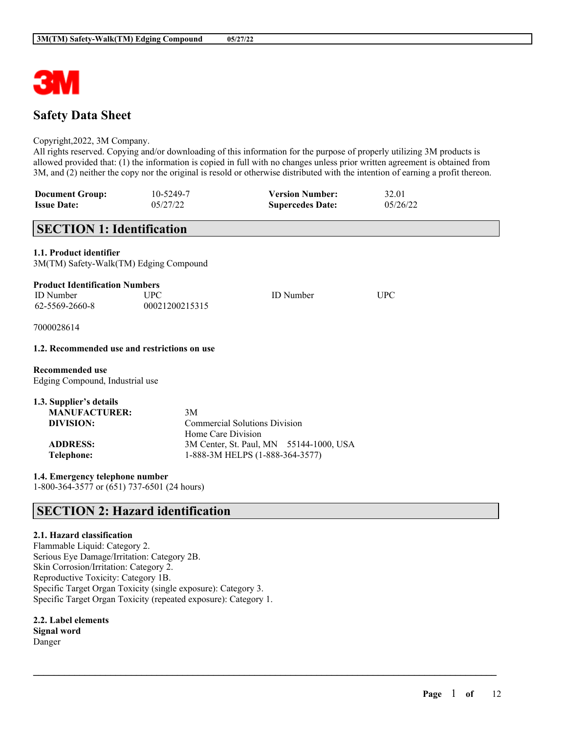# Safety Data Sheet

Copyright,2022, 3M Company.
All rights reserved. Copying and/or downloading of this information for the purpose of properly utilizing 3M products is allowed provided that: (1) the information is copied in full with no changes unless prior written agreement is obtained from 3M, and (2) neither the copy nor the original is resold or otherwise distributed with the intention of earning a profit thereon.

| | | | |
|---|---|---|---|
| **Document Group:** | 10-5249-7 | **Version Number:** | 32.01 |
| **Issue Date:** | 05/27/22 | **Supercedes Date:** | 05/26/22 |

## SECTION 1: Identification

### 1.1. Product identifier
3M(TM) Safety-Walk(TM) Edging Compound

**Product Identification Numbers**

| ID Number | UPC | ID Number | UPC |
|---|---|---|---|
| 62-5569-2660-8 | 00021200215315 | | |

7000028614

### 1.2. Recommended use and restrictions on use

**Recommended use**
Edging Compound, Industrial use

### 1.3. Supplier's details

| | |
|---|---|
| **MANUFACTURER:** | 3M |
| **DIVISION:** | Commercial Solutions Division<br>Home Care Division |
| **ADDRESS:** | 3M Center, St. Paul, MN 55144-1000, USA |
| **Telephone:** | 1-888-3M HELPS (1-888-364-3577) |

### 1.4. Emergency telephone number
1-800-364-3577 or (651) 737-6501 (24 hours)

## SECTION 2: Hazard identification

### 2.1. Hazard classification
Flammable Liquid: Category 2.
Serious Eye Damage/Irritation: Category 2B.
Skin Corrosion/Irritation: Category 2.
Reproductive Toxicity: Category 1B.
Specific Target Organ Toxicity (single exposure): Category 3.
Specific Target Organ Toxicity (repeated exposure): Category 1.

### 2.2. Label elements
**Signal word**
Danger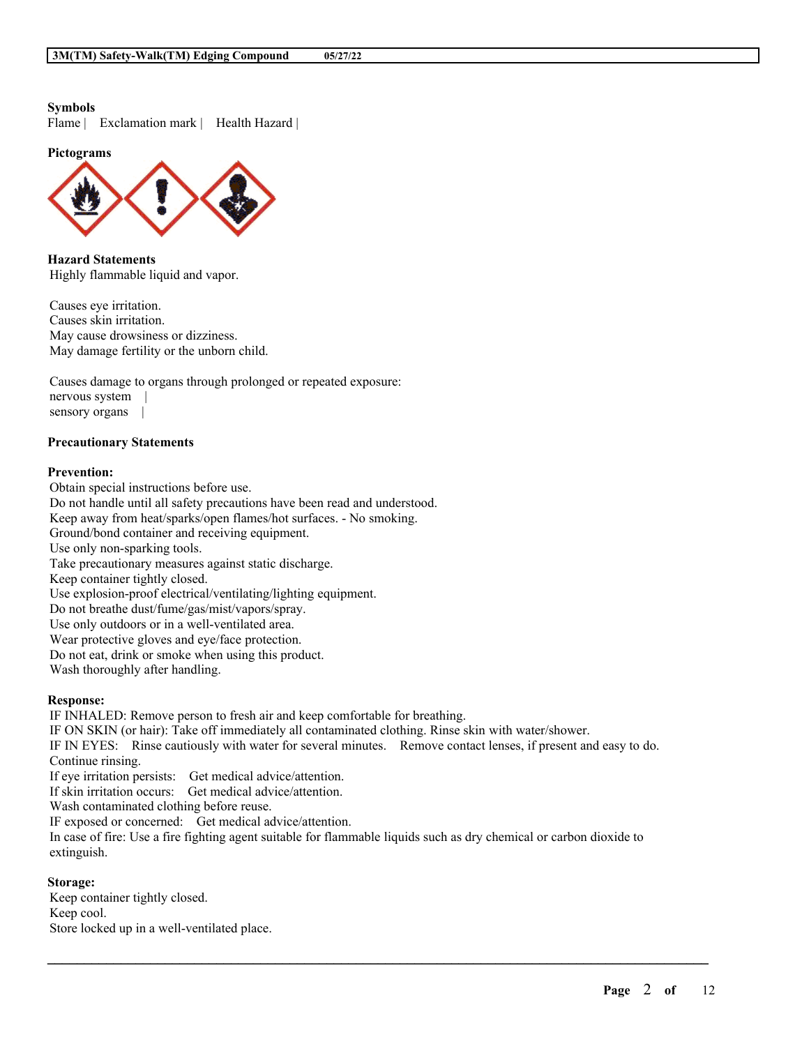**Symbols**

Flame | Exclamation mark | Health Hazard |

**Pictograms**

**Hazard Statements**

Highly flammable liquid and vapor.

Causes eye irritation.
Causes skin irritation.
May cause drowsiness or dizziness.
May damage fertility or the unborn child.

Causes damage to organs through prolonged or repeated exposure:
nervous system |
sensory organs |

**Precautionary Statements**

**Prevention:**

Obtain special instructions before use.
Do not handle until all safety precautions have been read and understood.
Keep away from heat/sparks/open flames/hot surfaces. - No smoking.
Ground/bond container and receiving equipment.
Use only non-sparking tools.
Take precautionary measures against static discharge.
Keep container tightly closed.
Use explosion-proof electrical/ventilating/lighting equipment.
Do not breathe dust/fume/gas/mist/vapors/spray.
Use only outdoors or in a well-ventilated area.
Wear protective gloves and eye/face protection.
Do not eat, drink or smoke when using this product.
Wash thoroughly after handling.

**Response:**

IF INHALED: Remove person to fresh air and keep comfortable for breathing.
IF ON SKIN (or hair): Take off immediately all contaminated clothing. Rinse skin with water/shower.
IF IN EYES: Rinse cautiously with water for several minutes. Remove contact lenses, if present and easy to do. Continue rinsing.
If eye irritation persists: Get medical advice/attention.
If skin irritation occurs: Get medical advice/attention.
Wash contaminated clothing before reuse.
IF exposed or concerned: Get medical advice/attention.
In case of fire: Use a fire fighting agent suitable for flammable liquids such as dry chemical or carbon dioxide to extinguish.

**Storage:**

Keep container tightly closed.
Keep cool.
Store locked up in a well-ventilated place.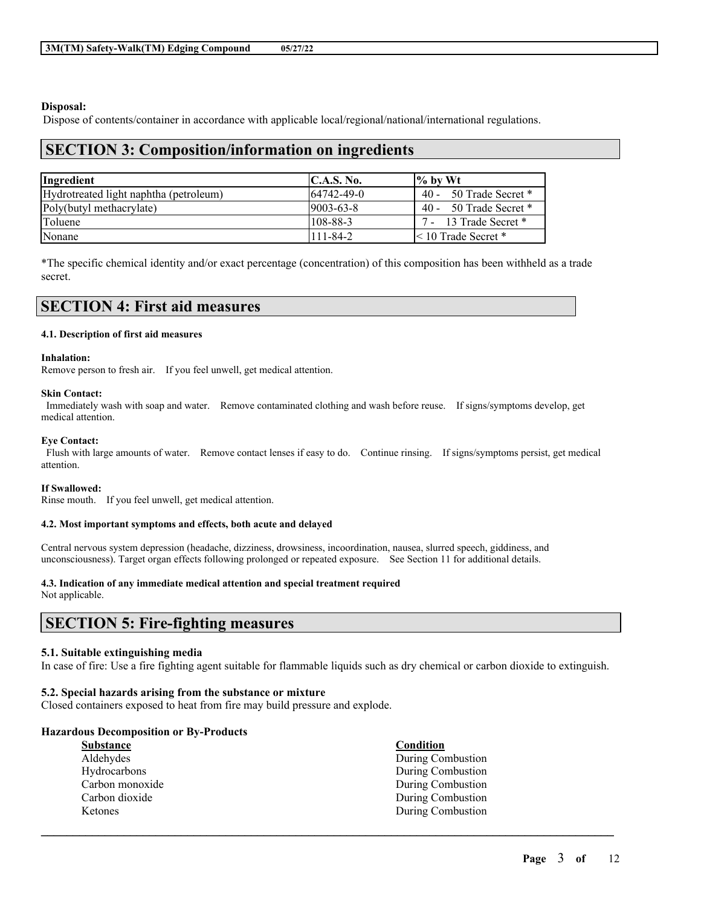**Disposal:**

Dispose of contents/container in accordance with applicable local/regional/national/international regulations.

## SECTION 3: Composition/information on ingredients

| Ingredient | C.A.S. No. | % by Wt |
|---|---|---|
| Hydrotreated light naphtha (petroleum) | 64742-49-0 | 40 - 50 Trade Secret * |
| Poly(butyl methacrylate) | 9003-63-8 | 40 - 50 Trade Secret * |
| Toluene | 108-88-3 | 7 - 13 Trade Secret * |
| Nonane | 111-84-2 | < 10 Trade Secret * |

*The specific chemical identity and/or exact percentage (concentration) of this composition has been withheld as a trade secret.

## SECTION 4: First aid measures

**4.1. Description of first aid measures**

**Inhalation:**
Remove person to fresh air. If you feel unwell, get medical attention.

**Skin Contact:**
Immediately wash with soap and water. Remove contaminated clothing and wash before reuse. If signs/symptoms develop, get medical attention.

**Eye Contact:**
Flush with large amounts of water. Remove contact lenses if easy to do. Continue rinsing. If signs/symptoms persist, get medical attention.

**If Swallowed:**
Rinse mouth. If you feel unwell, get medical attention.

**4.2. Most important symptoms and effects, both acute and delayed**

Central nervous system depression (headache, dizziness, drowsiness, incoordination, nausea, slurred speech, giddiness, and unconsciousness). Target organ effects following prolonged or repeated exposure. See Section 11 for additional details.

**4.3. Indication of any immediate medical attention and special treatment required**
Not applicable.

## SECTION 5: Fire-fighting measures

**5.1. Suitable extinguishing media**
In case of fire: Use a fire fighting agent suitable for flammable liquids such as dry chemical or carbon dioxide to extinguish.

**5.2. Special hazards arising from the substance or mixture**
Closed containers exposed to heat from fire may build pressure and explode.

**Hazardous Decomposition or By-Products**

| Substance | Condition |
|---|---|
| Aldehydes | During Combustion |
| Hydrocarbons | During Combustion |
| Carbon monoxide | During Combustion |
| Carbon dioxide | During Combustion |
| Ketones | During Combustion |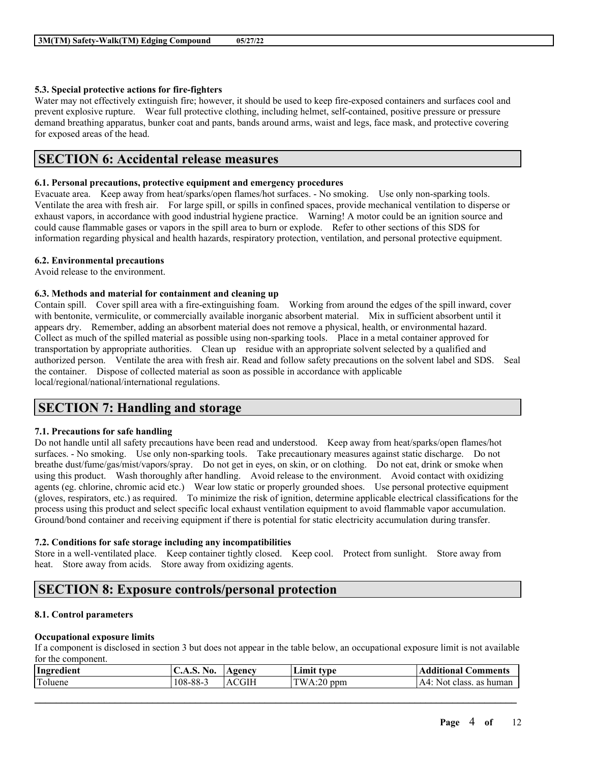### 5.3. Special protective actions for fire-fighters

Water may not effectively extinguish fire; however, it should be used to keep fire-exposed containers and surfaces cool and prevent explosive rupture. Wear full protective clothing, including helmet, self-contained, positive pressure or pressure demand breathing apparatus, bunker coat and pants, bands around arms, waist and legs, face mask, and protective covering for exposed areas of the head.

## SECTION 6: Accidental release measures

### 6.1. Personal precautions, protective equipment and emergency procedures

Evacuate area. Keep away from heat/sparks/open flames/hot surfaces. - No smoking. Use only non-sparking tools. Ventilate the area with fresh air. For large spill, or spills in confined spaces, provide mechanical ventilation to disperse or exhaust vapors, in accordance with good industrial hygiene practice. Warning! A motor could be an ignition source and could cause flammable gases or vapors in the spill area to burn or explode. Refer to other sections of this SDS for information regarding physical and health hazards, respiratory protection, ventilation, and personal protective equipment.

### 6.2. Environmental precautions

Avoid release to the environment.

### 6.3. Methods and material for containment and cleaning up

Contain spill. Cover spill area with a fire-extinguishing foam. Working from around the edges of the spill inward, cover with bentonite, vermiculite, or commercially available inorganic absorbent material. Mix in sufficient absorbent until it appears dry. Remember, adding an absorbent material does not remove a physical, health, or environmental hazard. Collect as much of the spilled material as possible using non-sparking tools. Place in a metal container approved for transportation by appropriate authorities. Clean up residue with an appropriate solvent selected by a qualified and authorized person. Ventilate the area with fresh air. Read and follow safety precautions on the solvent label and SDS. Seal the container. Dispose of collected material as soon as possible in accordance with applicable local/regional/national/international regulations.

## SECTION 7: Handling and storage

### 7.1. Precautions for safe handling

Do not handle until all safety precautions have been read and understood. Keep away from heat/sparks/open flames/hot surfaces. - No smoking. Use only non-sparking tools. Take precautionary measures against static discharge. Do not breathe dust/fume/gas/mist/vapors/spray. Do not get in eyes, on skin, or on clothing. Do not eat, drink or smoke when using this product. Wash thoroughly after handling. Avoid release to the environment. Avoid contact with oxidizing agents (eg. chlorine, chromic acid etc.) Wear low static or properly grounded shoes. Use personal protective equipment (gloves, respirators, etc.) as required. To minimize the risk of ignition, determine applicable electrical classifications for the process using this product and select specific local exhaust ventilation equipment to avoid flammable vapor accumulation. Ground/bond container and receiving equipment if there is potential for static electricity accumulation during transfer.

### 7.2. Conditions for safe storage including any incompatibilities

Store in a well-ventilated place. Keep container tightly closed. Keep cool. Protect from sunlight. Store away from heat. Store away from acids. Store away from oxidizing agents.

## SECTION 8: Exposure controls/personal protection

### 8.1. Control parameters

**Occupational exposure limits**

If a component is disclosed in section 3 but does not appear in the table below, an occupational exposure limit is not available for the component.

| Ingredient | C.A.S. No. | Agency | Limit type | Additional Comments |
|---|---|---|---|---|
| Toluene | 108-88-3 | ACGIH | TWA:20 ppm | A4: Not class. as human |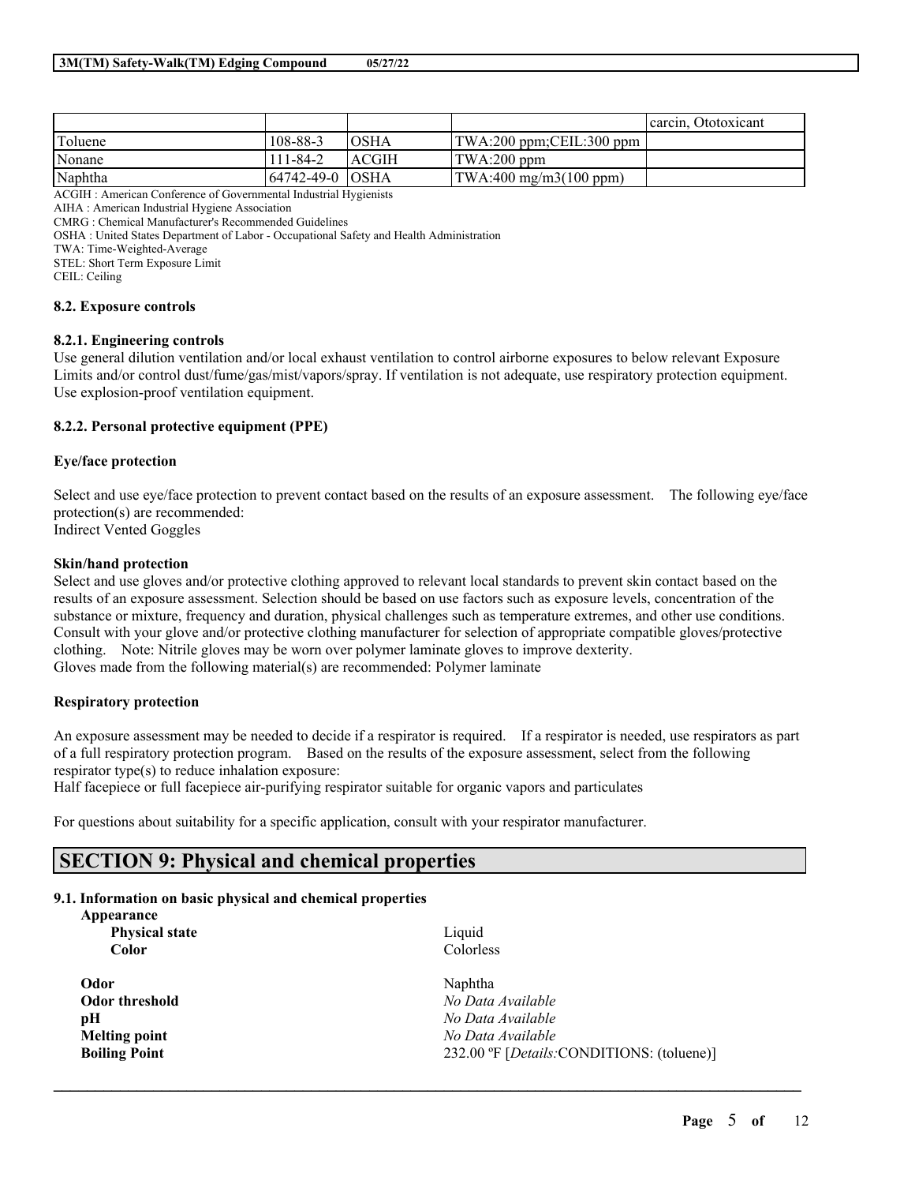| | | | | carcin, Ototoxicant |
|---|---|---|---|---|
| Toluene | 108-88-3 | OSHA | TWA:200 ppm;CEIL:300 ppm | |
| Nonane | 111-84-2 | ACGIH | TWA:200 ppm | |
| Naphtha | 64742-49-0 | OSHA | TWA:400 mg/m3(100 ppm) | |

ACGIH : American Conference of Governmental Industrial Hygienists
AIHA : American Industrial Hygiene Association
CMRG : Chemical Manufacturer's Recommended Guidelines
OSHA : United States Department of Labor - Occupational Safety and Health Administration
TWA: Time-Weighted-Average
STEL: Short Term Exposure Limit
CEIL: Ceiling

### 8.2. Exposure controls

#### 8.2.1. Engineering controls

Use general dilution ventilation and/or local exhaust ventilation to control airborne exposures to below relevant Exposure Limits and/or control dust/fume/gas/mist/vapors/spray. If ventilation is not adequate, use respiratory protection equipment. Use explosion-proof ventilation equipment.

#### 8.2.2. Personal protective equipment (PPE)

**Eye/face protection**

Select and use eye/face protection to prevent contact based on the results of an exposure assessment. The following eye/face protection(s) are recommended:
Indirect Vented Goggles

**Skin/hand protection**

Select and use gloves and/or protective clothing approved to relevant local standards to prevent skin contact based on the results of an exposure assessment. Selection should be based on use factors such as exposure levels, concentration of the substance or mixture, frequency and duration, physical challenges such as temperature extremes, and other use conditions. Consult with your glove and/or protective clothing manufacturer for selection of appropriate compatible gloves/protective clothing. Note: Nitrile gloves may be worn over polymer laminate gloves to improve dexterity.
Gloves made from the following material(s) are recommended: Polymer laminate

**Respiratory protection**

An exposure assessment may be needed to decide if a respirator is required. If a respirator is needed, use respirators as part of a full respiratory protection program. Based on the results of the exposure assessment, select from the following respirator type(s) to reduce inhalation exposure:
Half facepiece or full facepiece air-purifying respirator suitable for organic vapors and particulates

For questions about suitability for a specific application, consult with your respirator manufacturer.

## SECTION 9: Physical and chemical properties

### 9.1. Information on basic physical and chemical properties

**Appearance**

| | |
|---|---|
| **Physical state** | Liquid |
| **Color** | Colorless |
| **Odor** | Naphtha |
| **Odor threshold** | *No Data Available* |
| **pH** | *No Data Available* |
| **Melting point** | *No Data Available* |
| **Boiling Point** | 232.00 ºF [*Details:*CONDITIONS: (toluene)] |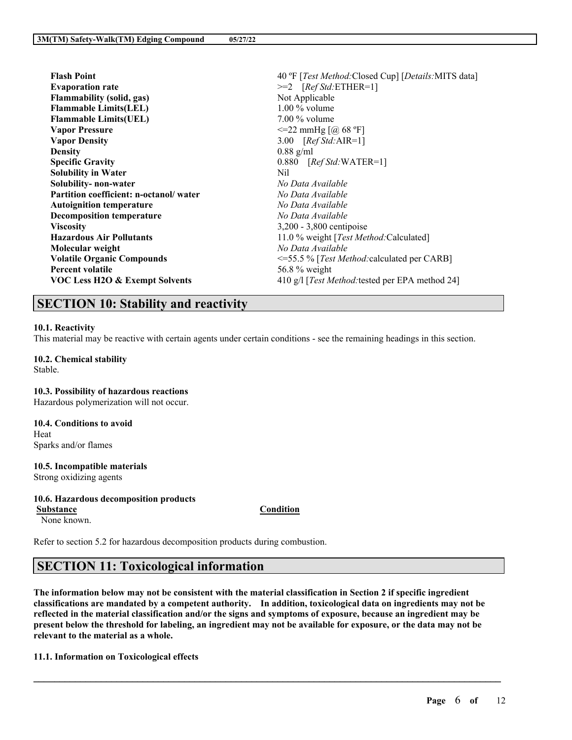| | |
|---|---|
| **Flash Point** | 40 ºF [*Test Method:*Closed Cup] [*Details:*MITS data] |
| **Evaporation rate** | >=2 [*Ref Std:*ETHER=1] |
| **Flammability (solid, gas)** | Not Applicable |
| **Flammable Limits(LEL)** | 1.00 % volume |
| **Flammable Limits(UEL)** | 7.00 % volume |
| **Vapor Pressure** | <=22 mmHg [@ 68 ºF] |
| **Vapor Density** | 3.00 [*Ref Std:*AIR=1] |
| **Density** | 0.88 g/ml |
| **Specific Gravity** | 0.880 [*Ref Std:*WATER=1] |
| **Solubility in Water** | Nil |
| **Solubility- non-water** | *No Data Available* |
| **Partition coefficient: n-octanol/ water** | *No Data Available* |
| **Autoignition temperature** | *No Data Available* |
| **Decomposition temperature** | *No Data Available* |
| **Viscosity** | 3,200 - 3,800 centipoise |
| **Hazardous Air Pollutants** | 11.0 % weight [*Test Method:*Calculated] |
| **Molecular weight** | *No Data Available* |
| **Volatile Organic Compounds** | <=55.5 % [*Test Method:*calculated per CARB] |
| **Percent volatile** | 56.8 % weight |
| **VOC Less H2O & Exempt Solvents** | 410 g/l [*Test Method:*tested per EPA method 24] |

## SECTION 10: Stability and reactivity

**10.1. Reactivity**
This material may be reactive with certain agents under certain conditions - see the remaining headings in this section.

**10.2. Chemical stability**
Stable.

**10.3. Possibility of hazardous reactions**
Hazardous polymerization will not occur.

**10.4. Conditions to avoid**
Heat
Sparks and/or flames

**10.5. Incompatible materials**
Strong oxidizing agents

**10.6. Hazardous decomposition products**

| Substance | Condition |
|---|---|
| None known. | |

Refer to section 5.2 for hazardous decomposition products during combustion.

## SECTION 11: Toxicological information

**The information below may not be consistent with the material classification in Section 2 if specific ingredient classifications are mandated by a competent authority. In addition, toxicological data on ingredients may not be reflected in the material classification and/or the signs and symptoms of exposure, because an ingredient may be present below the threshold for labeling, an ingredient may not be available for exposure, or the data may not be relevant to the material as a whole.**

**11.1. Information on Toxicological effects**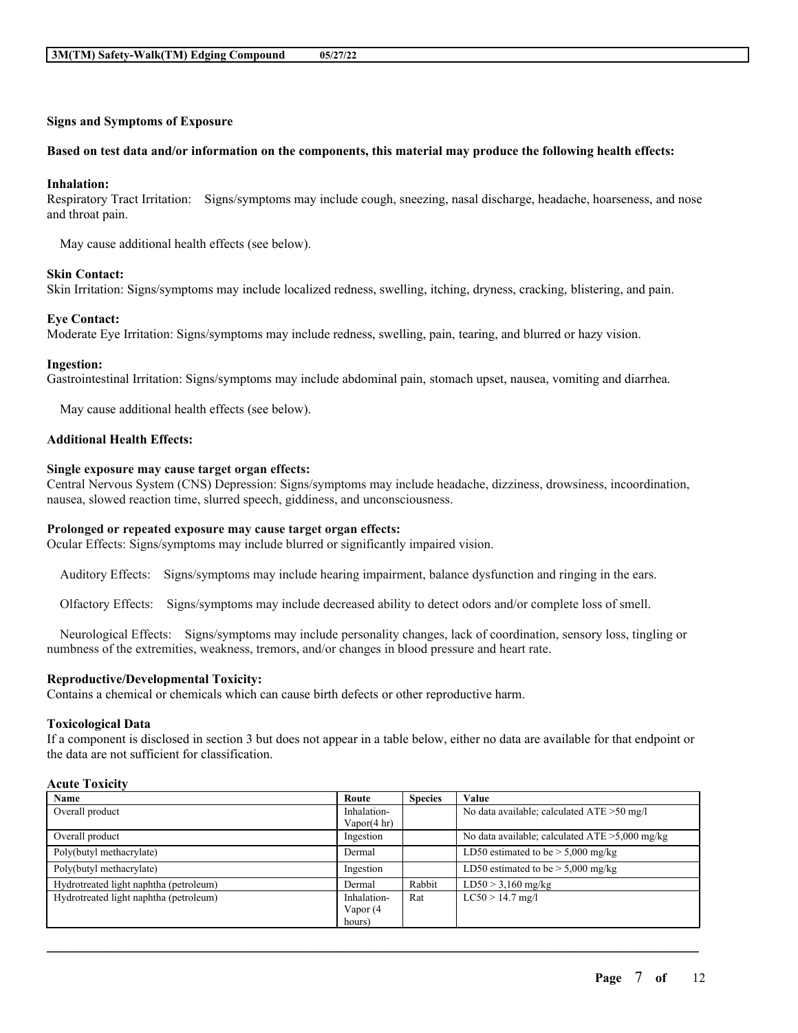**Signs and Symptoms of Exposure**

**Based on test data and/or information on the components, this material may produce the following health effects:**

**Inhalation:**
Respiratory Tract Irritation: Signs/symptoms may include cough, sneezing, nasal discharge, headache, hoarseness, and nose and throat pain.

May cause additional health effects (see below).

**Skin Contact:**
Skin Irritation: Signs/symptoms may include localized redness, swelling, itching, dryness, cracking, blistering, and pain.

**Eye Contact:**
Moderate Eye Irritation: Signs/symptoms may include redness, swelling, pain, tearing, and blurred or hazy vision.

**Ingestion:**
Gastrointestinal Irritation: Signs/symptoms may include abdominal pain, stomach upset, nausea, vomiting and diarrhea.

May cause additional health effects (see below).

**Additional Health Effects:**

**Single exposure may cause target organ effects:**
Central Nervous System (CNS) Depression: Signs/symptoms may include headache, dizziness, drowsiness, incoordination, nausea, slowed reaction time, slurred speech, giddiness, and unconsciousness.

**Prolonged or repeated exposure may cause target organ effects:**
Ocular Effects: Signs/symptoms may include blurred or significantly impaired vision.

Auditory Effects: Signs/symptoms may include hearing impairment, balance dysfunction and ringing in the ears.

Olfactory Effects: Signs/symptoms may include decreased ability to detect odors and/or complete loss of smell.

Neurological Effects: Signs/symptoms may include personality changes, lack of coordination, sensory loss, tingling or numbness of the extremities, weakness, tremors, and/or changes in blood pressure and heart rate.

**Reproductive/Developmental Toxicity:**
Contains a chemical or chemicals which can cause birth defects or other reproductive harm.

**Toxicological Data**
If a component is disclosed in section 3 but does not appear in a table below, either no data are available for that endpoint or the data are not sufficient for classification.

**Acute Toxicity**

| Name | Route | Species | Value |
|---|---|---|---|
| Overall product | Inhalation-Vapor(4 hr) | | No data available; calculated ATE >50 mg/l |
| Overall product | Ingestion | | No data available; calculated ATE >5,000 mg/kg |
| Poly(butyl methacrylate) | Dermal | | LD50 estimated to be > 5,000 mg/kg |
| Poly(butyl methacrylate) | Ingestion | | LD50 estimated to be > 5,000 mg/kg |
| Hydrotreated light naphtha (petroleum) | Dermal | Rabbit | LD50 > 3,160 mg/kg |
| Hydrotreated light naphtha (petroleum) | Inhalation-Vapor (4 hours) | Rat | LC50 > 14.7 mg/l |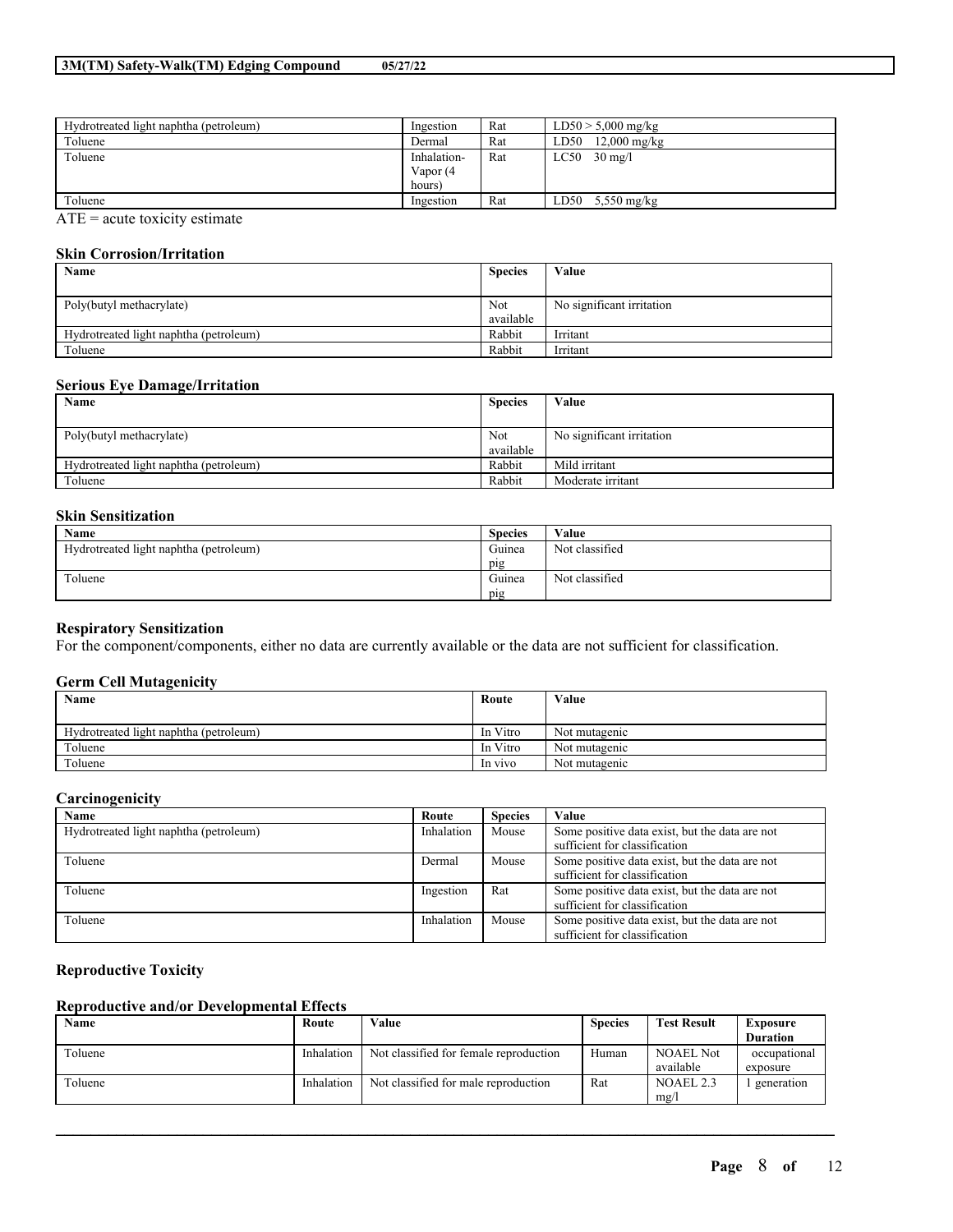| Hydrotreated light naphtha (petroleum) | Ingestion | Rat | LD50 > 5,000 mg/kg |
|---|---|---|---|
| Toluene | Dermal | Rat | LD50 12,000 mg/kg |
| Toluene | Inhalation-Vapor (4 hours) | Rat | LC50 30 mg/l |
| Toluene | Ingestion | Rat | LD50 5,550 mg/kg |

ATE = acute toxicity estimate

### Skin Corrosion/Irritation

| Name | Species | Value |
|---|---|---|
| Poly(butyl methacrylate) | Not available | No significant irritation |
| Hydrotreated light naphtha (petroleum) | Rabbit | Irritant |
| Toluene | Rabbit | Irritant |

### Serious Eye Damage/Irritation

| Name | Species | Value |
|---|---|---|
| Poly(butyl methacrylate) | Not available | No significant irritation |
| Hydrotreated light naphtha (petroleum) | Rabbit | Mild irritant |
| Toluene | Rabbit | Moderate irritant |

### Skin Sensitization

| Name | Species | Value |
|---|---|---|
| Hydrotreated light naphtha (petroleum) | Guinea pig | Not classified |
| Toluene | Guinea pig | Not classified |

### Respiratory Sensitization

For the component/components, either no data are currently available or the data are not sufficient for classification.

### Germ Cell Mutagenicity

| Name | Route | Value |
|---|---|---|
| Hydrotreated light naphtha (petroleum) | In Vitro | Not mutagenic |
| Toluene | In Vitro | Not mutagenic |
| Toluene | In vivo | Not mutagenic |

### Carcinogenicity

| Name | Route | Species | Value |
|---|---|---|---|
| Hydrotreated light naphtha (petroleum) | Inhalation | Mouse | Some positive data exist, but the data are not sufficient for classification |
| Toluene | Dermal | Mouse | Some positive data exist, but the data are not sufficient for classification |
| Toluene | Ingestion | Rat | Some positive data exist, but the data are not sufficient for classification |
| Toluene | Inhalation | Mouse | Some positive data exist, but the data are not sufficient for classification |

### Reproductive Toxicity

### Reproductive and/or Developmental Effects

| Name | Route | Value | Species | Test Result | Exposure Duration |
|---|---|---|---|---|---|
| Toluene | Inhalation | Not classified for female reproduction | Human | NOAEL Not available | occupational exposure |
| Toluene | Inhalation | Not classified for male reproduction | Rat | NOAEL 2.3 mg/l | 1 generation |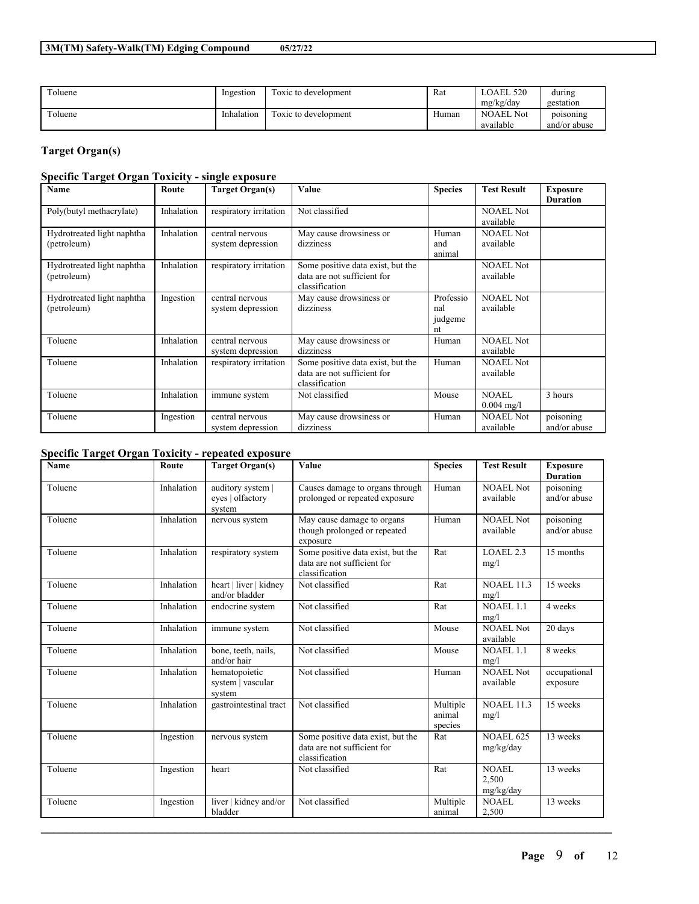| | | | | | |
|---|---|---|---|---|---|
| Toluene | Ingestion | Toxic to development | Rat | LOAEL 520 mg/kg/day | during gestation |
| Toluene | Inhalation | Toxic to development | Human | NOAEL Not available | poisoning and/or abuse |

## Target Organ(s)

### Specific Target Organ Toxicity - single exposure

| Name | Route | Target Organ(s) | Value | Species | Test Result | Exposure Duration |
|---|---|---|---|---|---|---|
| Poly(butyl methacrylate) | Inhalation | respiratory irritation | Not classified | | NOAEL Not available | |
| Hydrotreated light naphtha (petroleum) | Inhalation | central nervous system depression | May cause drowsiness or dizziness | Human and animal | NOAEL Not available | |
| Hydrotreated light naphtha (petroleum) | Inhalation | respiratory irritation | Some positive data exist, but the data are not sufficient for classification | | NOAEL Not available | |
| Hydrotreated light naphtha (petroleum) | Ingestion | central nervous system depression | May cause drowsiness or dizziness | Professional judgement | NOAEL Not available | |
| Toluene | Inhalation | central nervous system depression | May cause drowsiness or dizziness | Human | NOAEL Not available | |
| Toluene | Inhalation | respiratory irritation | Some positive data exist, but the data are not sufficient for classification | Human | NOAEL Not available | |
| Toluene | Inhalation | immune system | Not classified | Mouse | NOAEL 0.004 mg/l | 3 hours |
| Toluene | Ingestion | central nervous system depression | May cause drowsiness or dizziness | Human | NOAEL Not available | poisoning and/or abuse |

### Specific Target Organ Toxicity - repeated exposure

| Name | Route | Target Organ(s) | Value | Species | Test Result | Exposure Duration |
|---|---|---|---|---|---|---|
| Toluene | Inhalation | auditory system \| eyes \| olfactory system | Causes damage to organs through prolonged or repeated exposure | Human | NOAEL Not available | poisoning and/or abuse |
| Toluene | Inhalation | nervous system | May cause damage to organs though prolonged or repeated exposure | Human | NOAEL Not available | poisoning and/or abuse |
| Toluene | Inhalation | respiratory system | Some positive data exist, but the data are not sufficient for classification | Rat | LOAEL 2.3 mg/l | 15 months |
| Toluene | Inhalation | heart \| liver \| kidney and/or bladder | Not classified | Rat | NOAEL 11.3 mg/l | 15 weeks |
| Toluene | Inhalation | endocrine system | Not classified | Rat | NOAEL 1.1 mg/l | 4 weeks |
| Toluene | Inhalation | immune system | Not classified | Mouse | NOAEL Not available | 20 days |
| Toluene | Inhalation | bone, teeth, nails, and/or hair | Not classified | Mouse | NOAEL 1.1 mg/l | 8 weeks |
| Toluene | Inhalation | hematopoietic system \| vascular system | Not classified | Human | NOAEL Not available | occupational exposure |
| Toluene | Inhalation | gastrointestinal tract | Not classified | Multiple animal species | NOAEL 11.3 mg/l | 15 weeks |
| Toluene | Ingestion | nervous system | Some positive data exist, but the data are not sufficient for classification | Rat | NOAEL 625 mg/kg/day | 13 weeks |
| Toluene | Ingestion | heart | Not classified | Rat | NOAEL 2,500 mg/kg/day | 13 weeks |
| Toluene | Ingestion | liver \| kidney and/or bladder | Not classified | Multiple animal | NOAEL 2,500 | 13 weeks |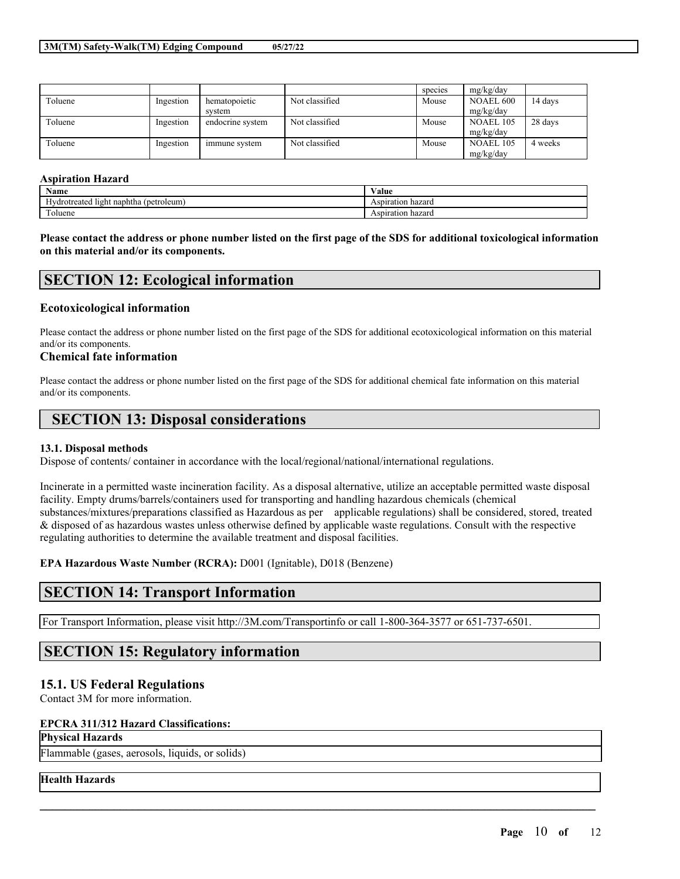| | | | | species | mg/kg/day | |
|---|---|---|---|---|---|---|
| Toluene | Ingestion | hematopoietic system | Not classified | Mouse | NOAEL 600 mg/kg/day | 14 days |
| Toluene | Ingestion | endocrine system | Not classified | Mouse | NOAEL 105 mg/kg/day | 28 days |
| Toluene | Ingestion | immune system | Not classified | Mouse | NOAEL 105 mg/kg/day | 4 weeks |

**Aspiration Hazard**

| Name | Value |
|---|---|
| Hydrotreated light naphtha (petroleum) | Aspiration hazard |
| Toluene | Aspiration hazard |

**Please contact the address or phone number listed on the first page of the SDS for additional toxicological information on this material and/or its components.**

# SECTION 12: Ecological information

### Ecotoxicological information

Please contact the address or phone number listed on the first page of the SDS for additional ecotoxicological information on this material and/or its components.

### Chemical fate information

Please contact the address or phone number listed on the first page of the SDS for additional chemical fate information on this material and/or its components.

# SECTION 13: Disposal considerations

**13.1. Disposal methods**

Dispose of contents/ container in accordance with the local/regional/national/international regulations.

Incinerate in a permitted waste incineration facility. As a disposal alternative, utilize an acceptable permitted waste disposal facility. Empty drums/barrels/containers used for transporting and handling hazardous chemicals (chemical substances/mixtures/preparations classified as Hazardous as per applicable regulations) shall be considered, stored, treated & disposed of as hazardous wastes unless otherwise defined by applicable waste regulations. Consult with the respective regulating authorities to determine the available treatment and disposal facilities.

**EPA Hazardous Waste Number (RCRA):** D001 (Ignitable), D018 (Benzene)

# SECTION 14: Transport Information

For Transport Information, please visit http://3M.com/Transportinfo or call 1-800-364-3577 or 651-737-6501.

# SECTION 15: Regulatory information

## 15.1. US Federal Regulations

Contact 3M for more information.

**EPCRA 311/312 Hazard Classifications:**

| **Physical Hazards** |
|---|
| Flammable (gases, aerosols, liquids, or solids) |

| **Health Hazards** |
|---|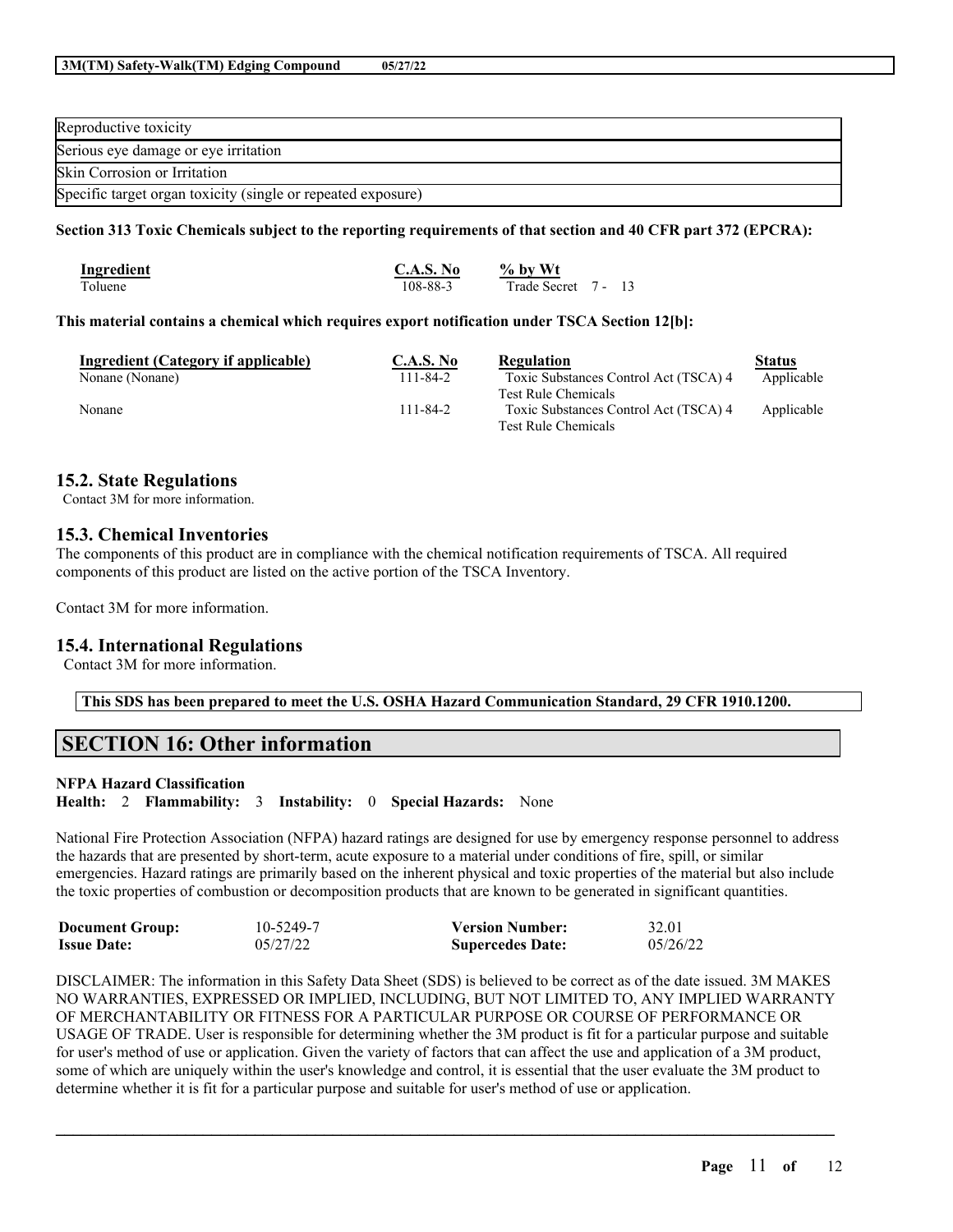| Reproductive toxicity |
| --- |
| Serious eye damage or eye irritation |
| Skin Corrosion or Irritation |
| Specific target organ toxicity (single or repeated exposure) |

**Section 313 Toxic Chemicals subject to the reporting requirements of that section and 40 CFR part 372 (EPCRA):**

| Ingredient | C.A.S. No | % by Wt |
| --- | --- | --- |
| Toluene | 108-88-3 | Trade Secret 7 - 13 |

**This material contains a chemical which requires export notification under TSCA Section 12[b]:**

| Ingredient (Category if applicable) | C.A.S. No | Regulation | Status |
| --- | --- | --- | --- |
| Nonane (Nonane) | 111-84-2 | Toxic Substances Control Act (TSCA) 4 Test Rule Chemicals | Applicable |
| Nonane | 111-84-2 | Toxic Substances Control Act (TSCA) 4 Test Rule Chemicals | Applicable |

## 15.2. State Regulations

Contact 3M for more information.

## 15.3. Chemical Inventories

The components of this product are in compliance with the chemical notification requirements of TSCA. All required components of this product are listed on the active portion of the TSCA Inventory.

Contact 3M for more information.

## 15.4. International Regulations

Contact 3M for more information.

**This SDS has been prepared to meet the U.S. OSHA Hazard Communication Standard, 29 CFR 1910.1200.**

# SECTION 16: Other information

**NFPA Hazard Classification**

**Health:** 2 **Flammability:** 3 **Instability:** 0 **Special Hazards:** None

National Fire Protection Association (NFPA) hazard ratings are designed for use by emergency response personnel to address the hazards that are presented by short-term, acute exposure to a material under conditions of fire, spill, or similar emergencies. Hazard ratings are primarily based on the inherent physical and toxic properties of the material but also include the toxic properties of combustion or decomposition products that are known to be generated in significant quantities.

| | | | |
| --- | --- | --- | --- |
| **Document Group:** | 10-5249-7 | **Version Number:** | 32.01 |
| **Issue Date:** | 05/27/22 | **Supercedes Date:** | 05/26/22 |

DISCLAIMER: The information in this Safety Data Sheet (SDS) is believed to be correct as of the date issued. 3M MAKES NO WARRANTIES, EXPRESSED OR IMPLIED, INCLUDING, BUT NOT LIMITED TO, ANY IMPLIED WARRANTY OF MERCHANTABILITY OR FITNESS FOR A PARTICULAR PURPOSE OR COURSE OF PERFORMANCE OR USAGE OF TRADE. User is responsible for determining whether the 3M product is fit for a particular purpose and suitable for user's method of use or application. Given the variety of factors that can affect the use and application of a 3M product, some of which are uniquely within the user's knowledge and control, it is essential that the user evaluate the 3M product to determine whether it is fit for a particular purpose and suitable for user's method of use or application.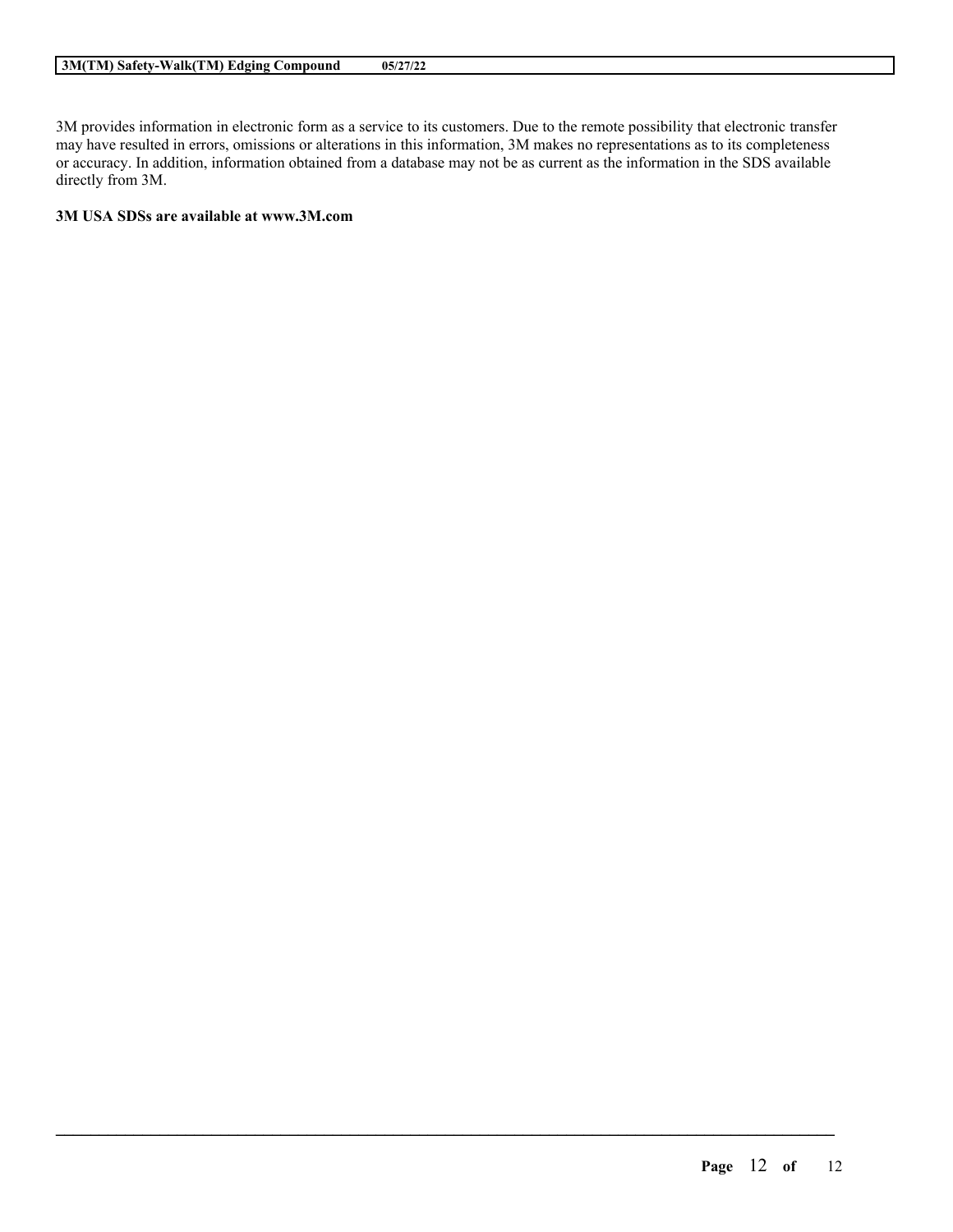3M provides information in electronic form as a service to its customers. Due to the remote possibility that electronic transfer may have resulted in errors, omissions or alterations in this information, 3M makes no representations as to its completeness or accuracy. In addition, information obtained from a database may not be as current as the information in the SDS available directly from 3M.

**3M USA SDSs are available at www.3M.com**